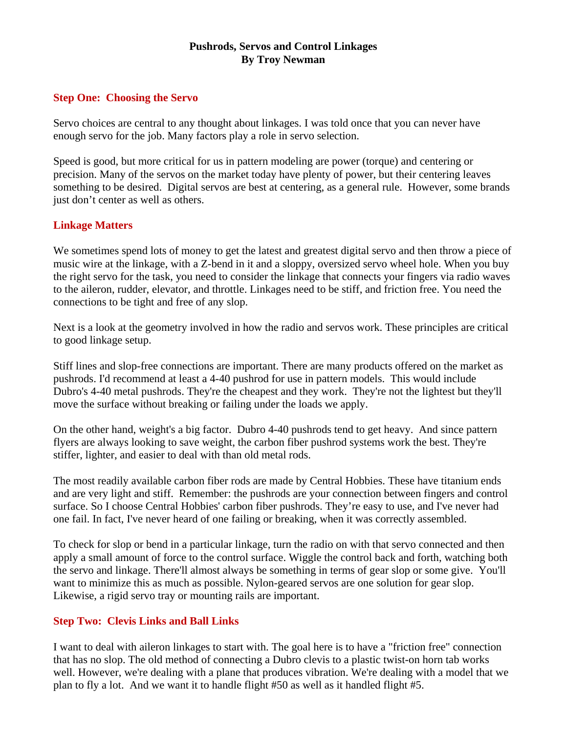# Pushrods, Servos and Control Linkages
## By Troy Newman

### Step One:  Choosing the Servo

Servo choices are central to any thought about linkages. I was told once that you can never have enough servo for the job. Many factors play a role in servo selection.

Speed is good, but more critical for us in pattern modeling are power (torque) and centering or precision. Many of the servos on the market today have plenty of power, but their centering leaves something to be desired.  Digital servos are best at centering, as a general rule.  However, some brands just don't center as well as others.

### Linkage Matters

We sometimes spend lots of money to get the latest and greatest digital servo and then throw a piece of music wire at the linkage, with a Z-bend in it and a sloppy, oversized servo wheel hole. When you buy the right servo for the task, you need to consider the linkage that connects your fingers via radio waves to the aileron, rudder, elevator, and throttle. Linkages need to be stiff, and friction free. You need the connections to be tight and free of any slop.

Next is a look at the geometry involved in how the radio and servos work. These principles are critical to good linkage setup.

Stiff lines and slop-free connections are important. There are many products offered on the market as pushrods. I'd recommend at least a 4-40 pushrod for use in pattern models.  This would include Dubro's 4-40 metal pushrods. They're the cheapest and they work.  They're not the lightest but they'll move the surface without breaking or failing under the loads we apply.

On the other hand, weight's a big factor.  Dubro 4-40 pushrods tend to get heavy.  And since pattern flyers are always looking to save weight, the carbon fiber pushrod systems work the best. They're stiffer, lighter, and easier to deal with than old metal rods.

The most readily available carbon fiber rods are made by Central Hobbies. These have titanium ends and are very light and stiff.  Remember: the pushrods are your connection between fingers and control surface. So I choose Central Hobbies' carbon fiber pushrods. They're easy to use, and I've never had one fail. In fact, I've never heard of one failing or breaking, when it was correctly assembled.

To check for slop or bend in a particular linkage, turn the radio on with that servo connected and then apply a small amount of force to the control surface. Wiggle the control back and forth, watching both the servo and linkage. There'll almost always be something in terms of gear slop or some give.  You'll want to minimize this as much as possible. Nylon-geared servos are one solution for gear slop. Likewise, a rigid servo tray or mounting rails are important.

### Step Two:  Clevis Links and Ball Links

I want to deal with aileron linkages to start with. The goal here is to have a "friction free" connection that has no slop. The old method of connecting a Dubro clevis to a plastic twist-on horn tab works well. However, we're dealing with a plane that produces vibration. We're dealing with a model that we plan to fly a lot.  And we want it to handle flight #50 as well as it handled flight #5.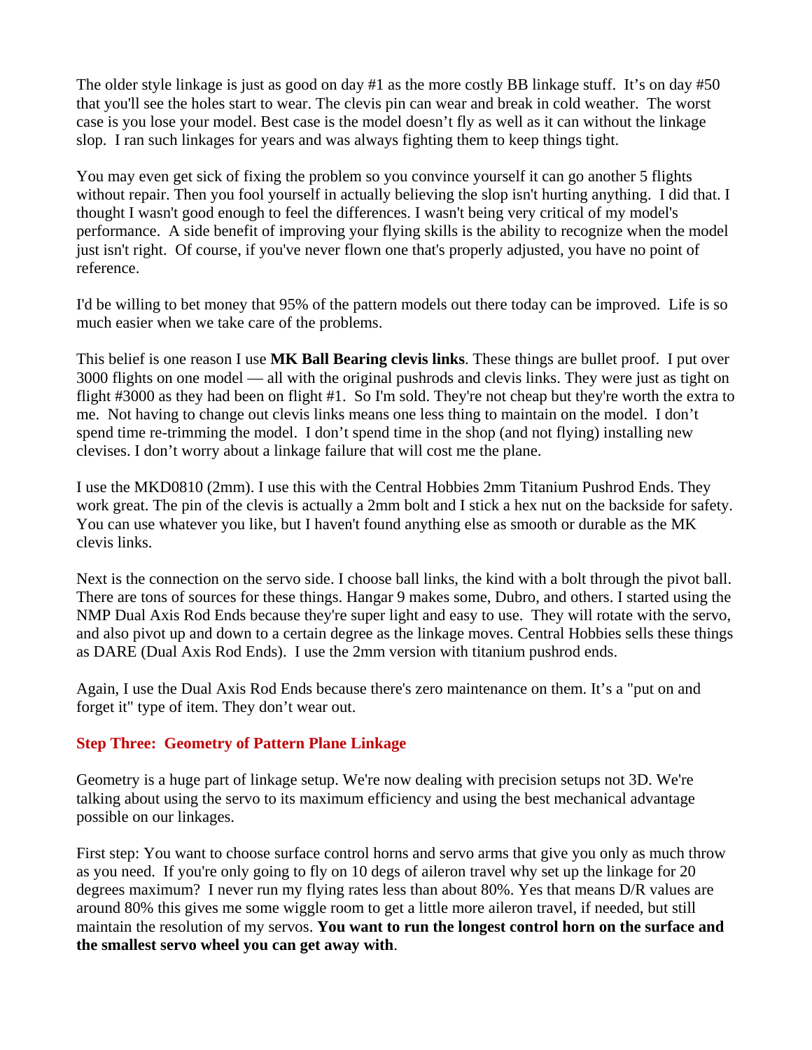The older style linkage is just as good on day #1 as the more costly BB linkage stuff.  It's on day #50 that you'll see the holes start to wear. The clevis pin can wear and break in cold weather.  The worst case is you lose your model. Best case is the model doesn't fly as well as it can without the linkage slop.  I ran such linkages for years and was always fighting them to keep things tight.

You may even get sick of fixing the problem so you convince yourself it can go another 5 flights without repair. Then you fool yourself in actually believing the slop isn't hurting anything.  I did that. I thought I wasn't good enough to feel the differences. I wasn't being very critical of my model's performance.  A side benefit of improving your flying skills is the ability to recognize when the model just isn't right.  Of course, if you've never flown one that's properly adjusted, you have no point of reference.

I'd be willing to bet money that 95% of the pattern models out there today can be improved.  Life is so much easier when we take care of the problems.

This belief is one reason I use **MK Ball Bearing clevis links**. These things are bullet proof.  I put over 3000 flights on one model — all with the original pushrods and clevis links. They were just as tight on flight #3000 as they had been on flight #1.  So I'm sold. They're not cheap but they're worth the extra to me.  Not having to change out clevis links means one less thing to maintain on the model.  I don't spend time re-trimming the model.  I don't spend time in the shop (and not flying) installing new clevises. I don't worry about a linkage failure that will cost me the plane.

I use the MKD0810 (2mm). I use this with the Central Hobbies 2mm Titanium Pushrod Ends. They work great. The pin of the clevis is actually a 2mm bolt and I stick a hex nut on the backside for safety. You can use whatever you like, but I haven't found anything else as smooth or durable as the MK clevis links.

Next is the connection on the servo side. I choose ball links, the kind with a bolt through the pivot ball. There are tons of sources for these things. Hangar 9 makes some, Dubro, and others. I started using the NMP Dual Axis Rod Ends because they're super light and easy to use.  They will rotate with the servo, and also pivot up and down to a certain degree as the linkage moves. Central Hobbies sells these things as DARE (Dual Axis Rod Ends).  I use the 2mm version with titanium pushrod ends.

Again, I use the Dual Axis Rod Ends because there's zero maintenance on them. It's a "put on and forget it" type of item. They don't wear out.

### Step Three:  Geometry of Pattern Plane Linkage

Geometry is a huge part of linkage setup. We're now dealing with precision setups not 3D. We're talking about using the servo to its maximum efficiency and using the best mechanical advantage possible on our linkages.

First step: You want to choose surface control horns and servo arms that give you only as much throw as you need.  If you're only going to fly on 10 degs of aileron travel why set up the linkage for 20 degrees maximum?  I never run my flying rates less than about 80%. Yes that means D/R values are around 80% this gives me some wiggle room to get a little more aileron travel, if needed, but still maintain the resolution of my servos. **You want to run the longest control horn on the surface and the smallest servo wheel you can get away with**.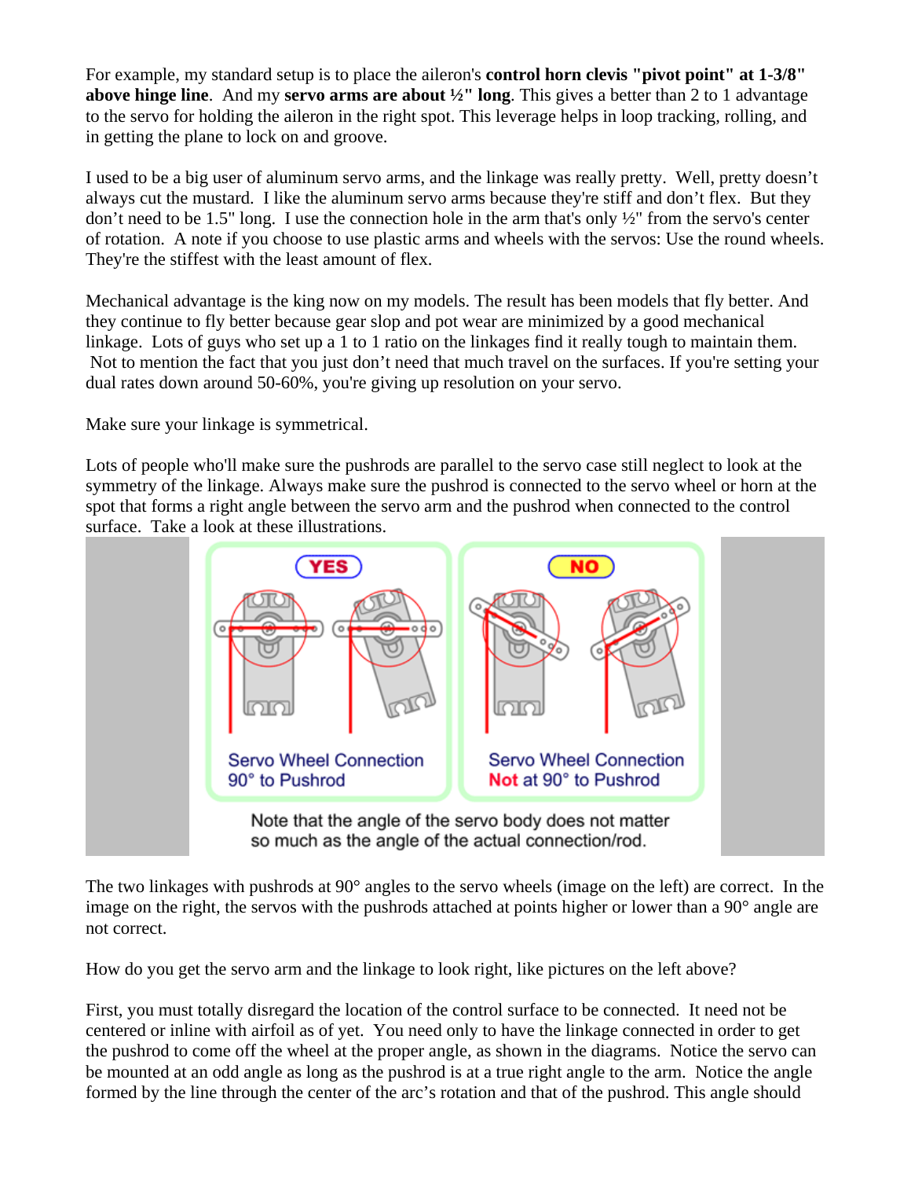For example, my standard setup is to place the aileron's **control horn clevis "pivot point" at 1-3/8" above hinge line**. And my **servo arms are about ½" long**. This gives a better than 2 to 1 advantage to the servo for holding the aileron in the right spot. This leverage helps in loop tracking, rolling, and in getting the plane to lock on and groove.

I used to be a big user of aluminum servo arms, and the linkage was really pretty. Well, pretty doesn't always cut the mustard. I like the aluminum servo arms because they're stiff and don't flex. But they don't need to be 1.5" long. I use the connection hole in the arm that's only ½" from the servo's center of rotation. A note if you choose to use plastic arms and wheels with the servos: Use the round wheels. They're the stiffest with the least amount of flex.

Mechanical advantage is the king now on my models. The result has been models that fly better. And they continue to fly better because gear slop and pot wear are minimized by a good mechanical linkage. Lots of guys who set up a 1 to 1 ratio on the linkages find it really tough to maintain them. Not to mention the fact that you just don't need that much travel on the surfaces. If you're setting your dual rates down around 50-60%, you're giving up resolution on your servo.

Make sure your linkage is symmetrical.

Lots of people who'll make sure the pushrods are parallel to the servo case still neglect to look at the symmetry of the linkage. Always make sure the pushrod is connected to the servo wheel or horn at the spot that forms a right angle between the servo arm and the pushrod when connected to the control surface. Take a look at these illustrations.

YES — Servo Wheel Connection 90° to Pushrod

NO — Servo Wheel Connection Not at 90° to Pushrod

Note that the angle of the servo body does not matter so much as the angle of the actual connection/rod.

The two linkages with pushrods at 90° angles to the servo wheels (image on the left) are correct. In the image on the right, the servos with the pushrods attached at points higher or lower than a 90° angle are not correct.

How do you get the servo arm and the linkage to look right, like pictures on the left above?

First, you must totally disregard the location of the control surface to be connected. It need not be centered or inline with airfoil as of yet. You need only to have the linkage connected in order to get the pushrod to come off the wheel at the proper angle, as shown in the diagrams. Notice the servo can be mounted at an odd angle as long as the pushrod is at a true right angle to the arm. Notice the angle formed by the line through the center of the arc's rotation and that of the pushrod. This angle should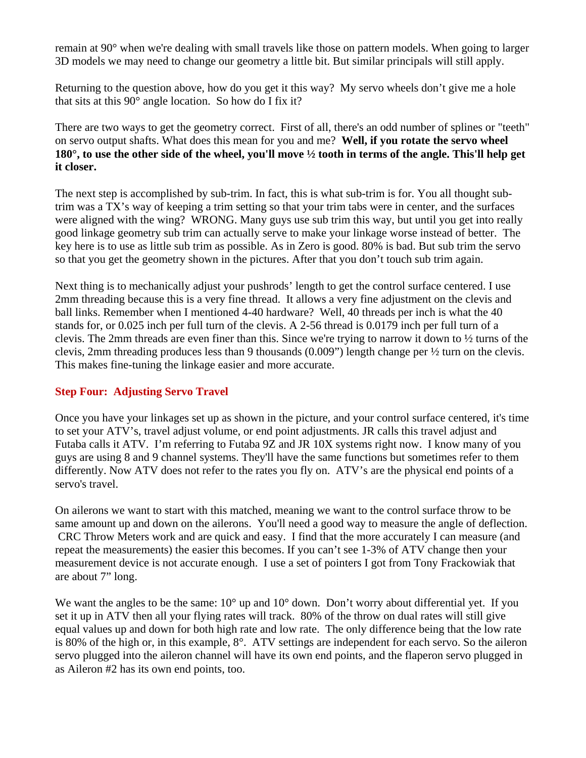remain at 90° when we're dealing with small travels like those on pattern models. When going to larger 3D models we may need to change our geometry a little bit. But similar principals will still apply.

Returning to the question above, how do you get it this way? My servo wheels don't give me a hole that sits at this 90° angle location. So how do I fix it?

There are two ways to get the geometry correct. First of all, there's an odd number of splines or "teeth" on servo output shafts. What does this mean for you and me? **Well, if you rotate the servo wheel 180°, to use the other side of the wheel, you'll move ½ tooth in terms of the angle. This'll help get it closer.**

The next step is accomplished by sub-trim. In fact, this is what sub-trim is for. You all thought sub-trim was a TX's way of keeping a trim setting so that your trim tabs were in center, and the surfaces were aligned with the wing? WRONG. Many guys use sub trim this way, but until you get into really good linkage geometry sub trim can actually serve to make your linkage worse instead of better. The key here is to use as little sub trim as possible. As in Zero is good. 80% is bad. But sub trim the servo so that you get the geometry shown in the pictures. After that you don't touch sub trim again.

Next thing is to mechanically adjust your pushrods' length to get the control surface centered. I use 2mm threading because this is a very fine thread. It allows a very fine adjustment on the clevis and ball links. Remember when I mentioned 4-40 hardware? Well, 40 threads per inch is what the 40 stands for, or 0.025 inch per full turn of the clevis. A 2-56 thread is 0.0179 inch per full turn of a clevis. The 2mm threads are even finer than this. Since we're trying to narrow it down to ½ turns of the clevis, 2mm threading produces less than 9 thousands (0.009") length change per ½ turn on the clevis. This makes fine-tuning the linkage easier and more accurate.

### Step Four: Adjusting Servo Travel

Once you have your linkages set up as shown in the picture, and your control surface centered, it's time to set your ATV's, travel adjust volume, or end point adjustments. JR calls this travel adjust and Futaba calls it ATV. I'm referring to Futaba 9Z and JR 10X systems right now. I know many of you guys are using 8 and 9 channel systems. They'll have the same functions but sometimes refer to them differently. Now ATV does not refer to the rates you fly on. ATV's are the physical end points of a servo's travel.

On ailerons we want to start with this matched, meaning we want to the control surface throw to be same amount up and down on the ailerons. You'll need a good way to measure the angle of deflection. CRC Throw Meters work and are quick and easy. I find that the more accurately I can measure (and repeat the measurements) the easier this becomes. If you can't see 1-3% of ATV change then your measurement device is not accurate enough. I use a set of pointers I got from Tony Frackowiak that are about 7" long.

We want the angles to be the same: 10° up and 10° down. Don't worry about differential yet. If you set it up in ATV then all your flying rates will track. 80% of the throw on dual rates will still give equal values up and down for both high rate and low rate. The only difference being that the low rate is 80% of the high or, in this example, 8°. ATV settings are independent for each servo. So the aileron servo plugged into the aileron channel will have its own end points, and the flaperon servo plugged in as Aileron #2 has its own end points, too.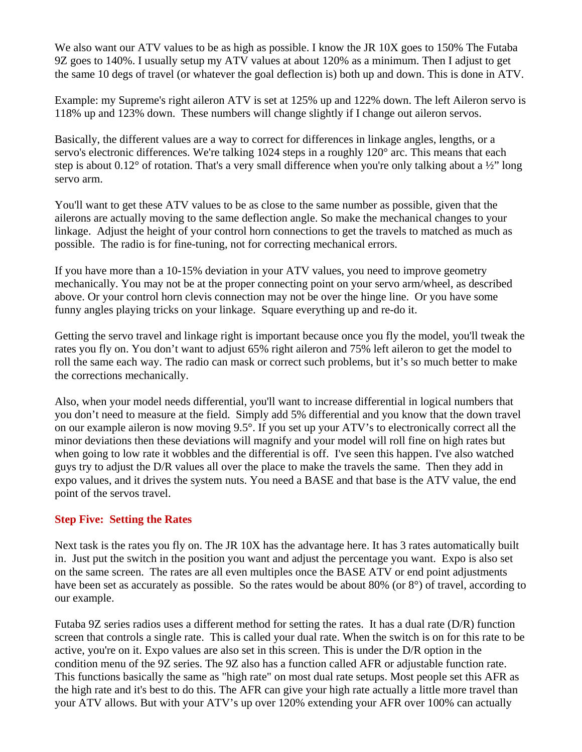We also want our ATV values to be as high as possible. I know the JR 10X goes to 150% The Futaba 9Z goes to 140%. I usually setup my ATV values at about 120% as a minimum. Then I adjust to get the same 10 degs of travel (or whatever the goal deflection is) both up and down. This is done in ATV.

Example: my Supreme's right aileron ATV is set at 125% up and 122% down. The left Aileron servo is 118% up and 123% down. These numbers will change slightly if I change out aileron servos.

Basically, the different values are a way to correct for differences in linkage angles, lengths, or a servo's electronic differences. We're talking 1024 steps in a roughly 120° arc. This means that each step is about 0.12° of rotation. That's a very small difference when you're only talking about a ½" long servo arm.

You'll want to get these ATV values to be as close to the same number as possible, given that the ailerons are actually moving to the same deflection angle. So make the mechanical changes to your linkage. Adjust the height of your control horn connections to get the travels to matched as much as possible. The radio is for fine-tuning, not for correcting mechanical errors.

If you have more than a 10-15% deviation in your ATV values, you need to improve geometry mechanically. You may not be at the proper connecting point on your servo arm/wheel, as described above. Or your control horn clevis connection may not be over the hinge line. Or you have some funny angles playing tricks on your linkage. Square everything up and re-do it.

Getting the servo travel and linkage right is important because once you fly the model, you'll tweak the rates you fly on. You don't want to adjust 65% right aileron and 75% left aileron to get the model to roll the same each way. The radio can mask or correct such problems, but it's so much better to make the corrections mechanically.

Also, when your model needs differential, you'll want to increase differential in logical numbers that you don't need to measure at the field. Simply add 5% differential and you know that the down travel on our example aileron is now moving 9.5°. If you set up your ATV's to electronically correct all the minor deviations then these deviations will magnify and your model will roll fine on high rates but when going to low rate it wobbles and the differential is off. I've seen this happen. I've also watched guys try to adjust the D/R values all over the place to make the travels the same. Then they add in expo values, and it drives the system nuts. You need a BASE and that base is the ATV value, the end point of the servos travel.

### Step Five: Setting the Rates

Next task is the rates you fly on. The JR 10X has the advantage here. It has 3 rates automatically built in. Just put the switch in the position you want and adjust the percentage you want. Expo is also set on the same screen. The rates are all even multiples once the BASE ATV or end point adjustments have been set as accurately as possible. So the rates would be about 80% (or 8°) of travel, according to our example.

Futaba 9Z series radios uses a different method for setting the rates. It has a dual rate (D/R) function screen that controls a single rate. This is called your dual rate. When the switch is on for this rate to be active, you're on it. Expo values are also set in this screen. This is under the D/R option in the condition menu of the 9Z series. The 9Z also has a function called AFR or adjustable function rate. This functions basically the same as "high rate" on most dual rate setups. Most people set this AFR as the high rate and it's best to do this. The AFR can give your high rate actually a little more travel than your ATV allows. But with your ATV's up over 120% extending your AFR over 100% can actually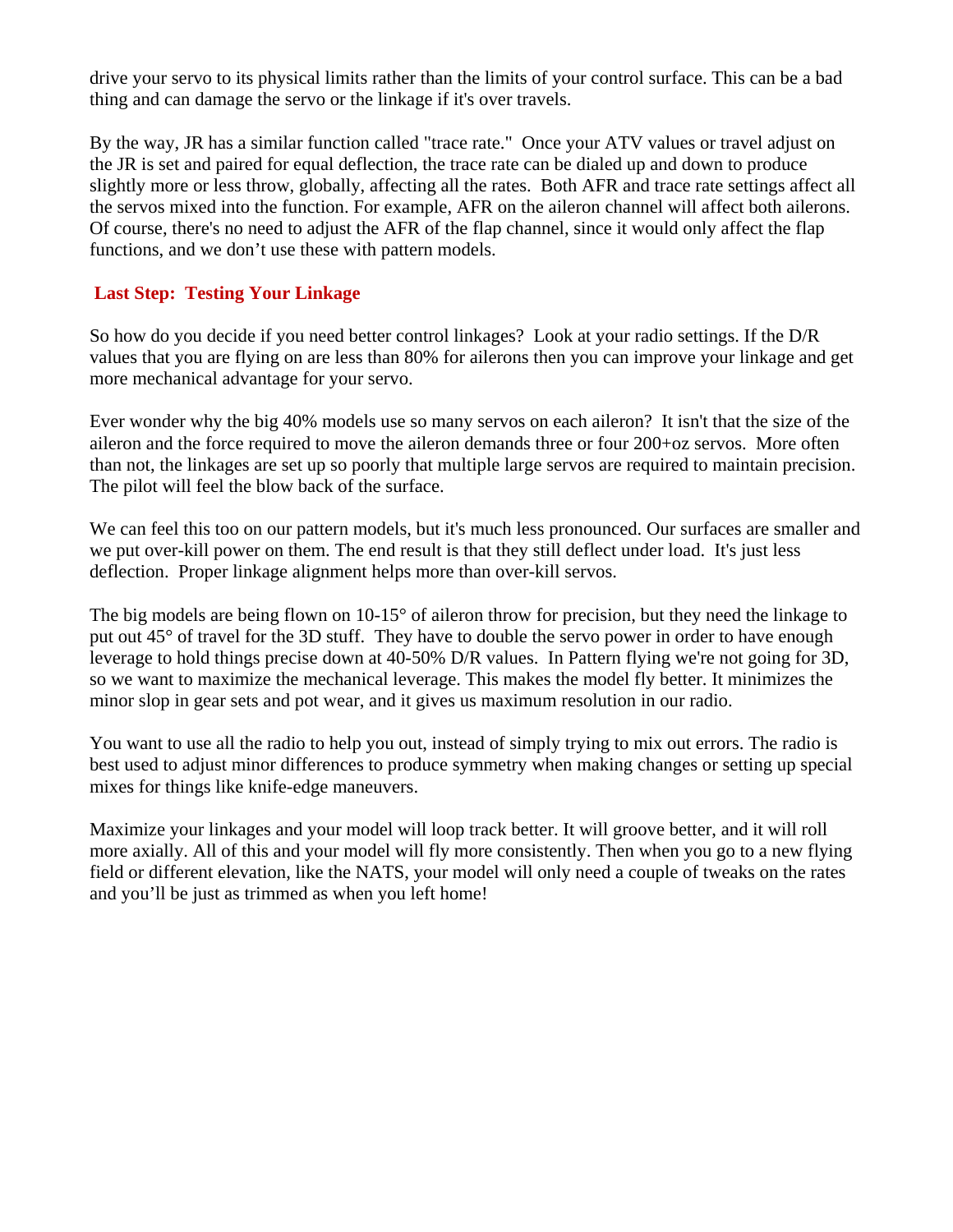drive your servo to its physical limits rather than the limits of your control surface. This can be a bad thing and can damage the servo or the linkage if it's over travels.

By the way, JR has a similar function called "trace rate." Once your ATV values or travel adjust on the JR is set and paired for equal deflection, the trace rate can be dialed up and down to produce slightly more or less throw, globally, affecting all the rates. Both AFR and trace rate settings affect all the servos mixed into the function. For example, AFR on the aileron channel will affect both ailerons. Of course, there's no need to adjust the AFR of the flap channel, since it would only affect the flap functions, and we don't use these with pattern models.

## Last Step: Testing Your Linkage

So how do you decide if you need better control linkages? Look at your radio settings. If the D/R values that you are flying on are less than 80% for ailerons then you can improve your linkage and get more mechanical advantage for your servo.

Ever wonder why the big 40% models use so many servos on each aileron? It isn't that the size of the aileron and the force required to move the aileron demands three or four 200+oz servos. More often than not, the linkages are set up so poorly that multiple large servos are required to maintain precision. The pilot will feel the blow back of the surface.

We can feel this too on our pattern models, but it's much less pronounced. Our surfaces are smaller and we put over-kill power on them. The end result is that they still deflect under load. It's just less deflection. Proper linkage alignment helps more than over-kill servos.

The big models are being flown on 10-15° of aileron throw for precision, but they need the linkage to put out 45° of travel for the 3D stuff. They have to double the servo power in order to have enough leverage to hold things precise down at 40-50% D/R values. In Pattern flying we're not going for 3D, so we want to maximize the mechanical leverage. This makes the model fly better. It minimizes the minor slop in gear sets and pot wear, and it gives us maximum resolution in our radio.

You want to use all the radio to help you out, instead of simply trying to mix out errors. The radio is best used to adjust minor differences to produce symmetry when making changes or setting up special mixes for things like knife-edge maneuvers.

Maximize your linkages and your model will loop track better. It will groove better, and it will roll more axially. All of this and your model will fly more consistently. Then when you go to a new flying field or different elevation, like the NATS, your model will only need a couple of tweaks on the rates and you'll be just as trimmed as when you left home!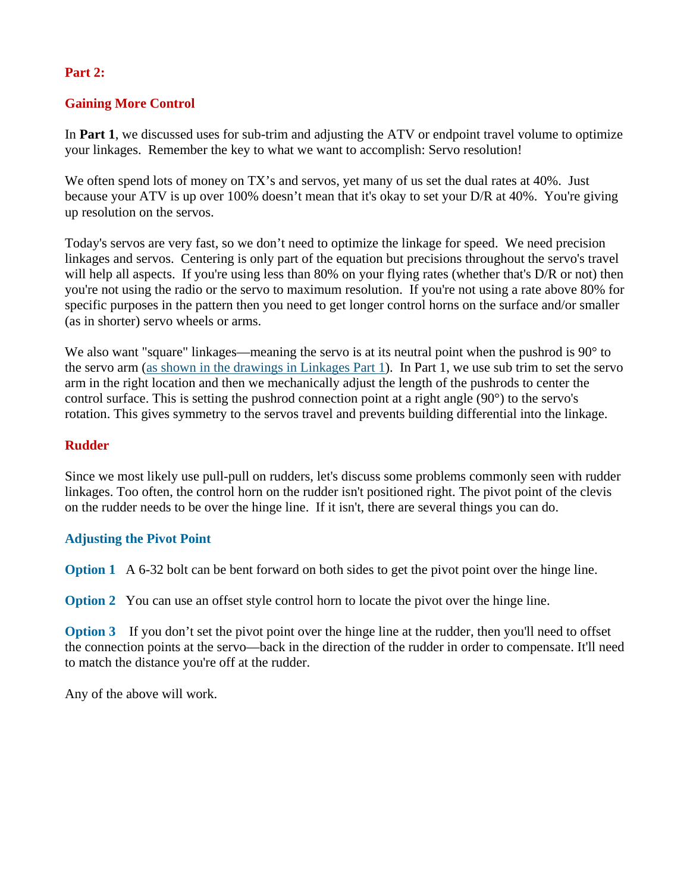## Part 2:

## Gaining More Control

In **Part 1**, we discussed uses for sub-trim and adjusting the ATV or endpoint travel volume to optimize your linkages. Remember the key to what we want to accomplish: Servo resolution!

We often spend lots of money on TX's and servos, yet many of us set the dual rates at 40%. Just because your ATV is up over 100% doesn't mean that it's okay to set your D/R at 40%. You're giving up resolution on the servos.

Today's servos are very fast, so we don't need to optimize the linkage for speed. We need precision linkages and servos. Centering is only part of the equation but precisions throughout the servo's travel will help all aspects. If you're using less than 80% on your flying rates (whether that's D/R or not) then you're not using the radio or the servo to maximum resolution. If you're not using a rate above 80% for specific purposes in the pattern then you need to get longer control horns on the surface and/or smaller (as in shorter) servo wheels or arms.

We also want "square" linkages—meaning the servo is at its neutral point when the pushrod is 90° to the servo arm (as shown in the drawings in Linkages Part 1). In Part 1, we use sub trim to set the servo arm in the right location and then we mechanically adjust the length of the pushrods to center the control surface. This is setting the pushrod connection point at a right angle (90°) to the servo's rotation. This gives symmetry to the servos travel and prevents building differential into the linkage.

## Rudder

Since we most likely use pull-pull on rudders, let's discuss some problems commonly seen with rudder linkages. Too often, the control horn on the rudder isn't positioned right. The pivot point of the clevis on the rudder needs to be over the hinge line. If it isn't, there are several things you can do.

### Adjusting the Pivot Point

**Option 1** A 6-32 bolt can be bent forward on both sides to get the pivot point over the hinge line.

**Option 2** You can use an offset style control horn to locate the pivot over the hinge line.

**Option 3** If you don't set the pivot point over the hinge line at the rudder, then you'll need to offset the connection points at the servo—back in the direction of the rudder in order to compensate. It'll need to match the distance you're off at the rudder.

Any of the above will work.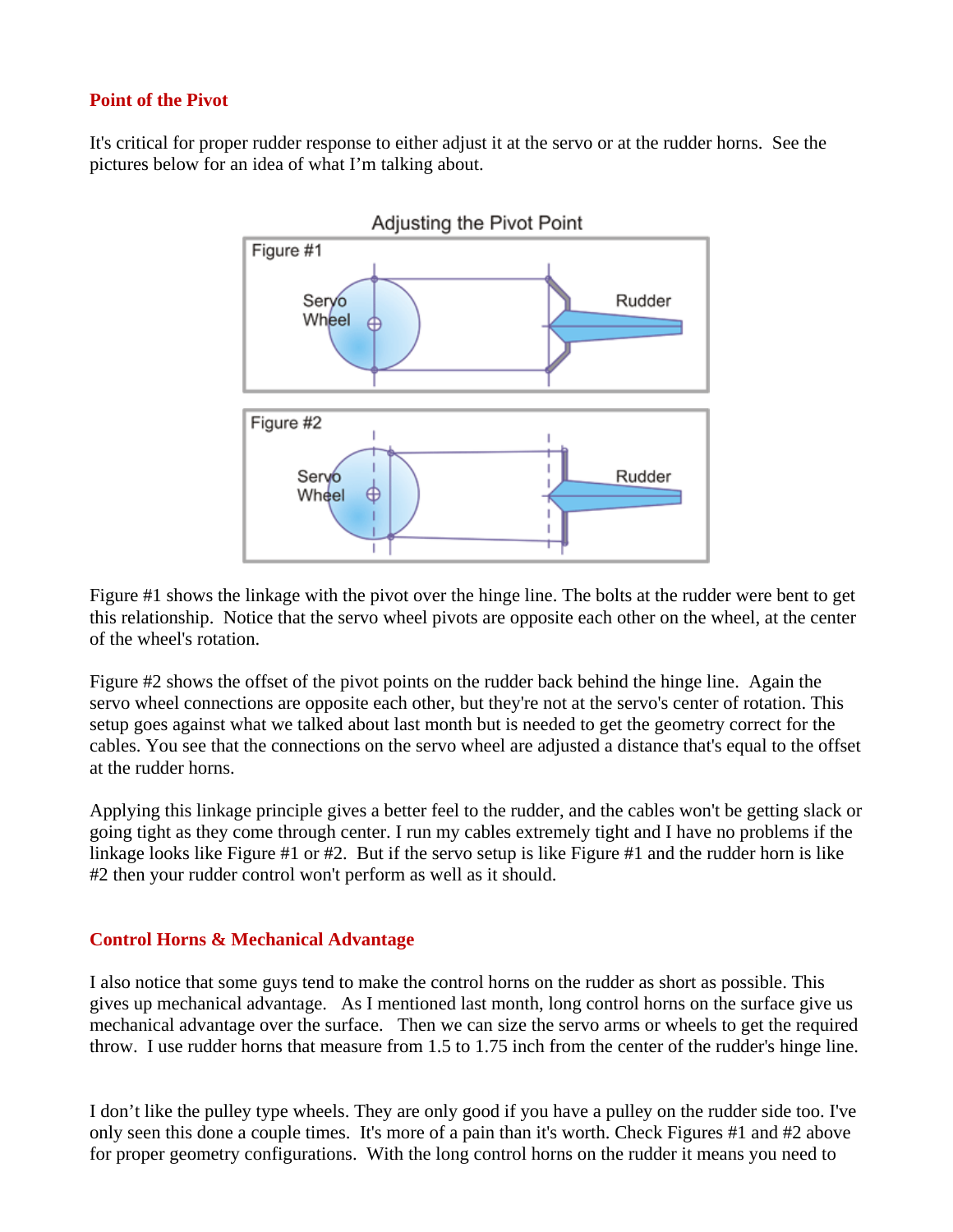### Point of the Pivot

It's critical for proper rudder response to either adjust it at the servo or at the rudder horns. See the pictures below for an idea of what I'm talking about.

Figure #1 shows the linkage with the pivot over the hinge line. The bolts at the rudder were bent to get this relationship. Notice that the servo wheel pivots are opposite each other on the wheel, at the center of the wheel's rotation.

Figure #2 shows the offset of the pivot points on the rudder back behind the hinge line. Again the servo wheel connections are opposite each other, but they're not at the servo's center of rotation. This setup goes against what we talked about last month but is needed to get the geometry correct for the cables. You see that the connections on the servo wheel are adjusted a distance that's equal to the offset at the rudder horns.

Applying this linkage principle gives a better feel to the rudder, and the cables won't be getting slack or going tight as they come through center. I run my cables extremely tight and I have no problems if the linkage looks like Figure #1 or #2. But if the servo setup is like Figure #1 and the rudder horn is like #2 then your rudder control won't perform as well as it should.

### Control Horns & Mechanical Advantage

I also notice that some guys tend to make the control horns on the rudder as short as possible. This gives up mechanical advantage. As I mentioned last month, long control horns on the surface give us mechanical advantage over the surface. Then we can size the servo arms or wheels to get the required throw. I use rudder horns that measure from 1.5 to 1.75 inch from the center of the rudder's hinge line.

I don't like the pulley type wheels. They are only good if you have a pulley on the rudder side too. I've only seen this done a couple times. It's more of a pain than it's worth. Check Figures #1 and #2 above for proper geometry configurations. With the long control horns on the rudder it means you need to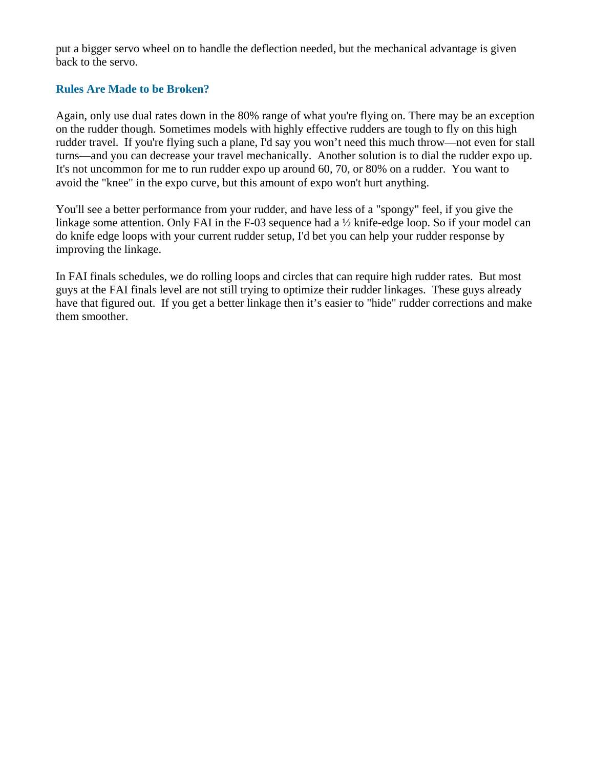put a bigger servo wheel on to handle the deflection needed, but the mechanical advantage is given back to the servo.

### Rules Are Made to be Broken?

Again, only use dual rates down in the 80% range of what you're flying on. There may be an exception on the rudder though. Sometimes models with highly effective rudders are tough to fly on this high rudder travel. If you're flying such a plane, I'd say you won't need this much throw—not even for stall turns—and you can decrease your travel mechanically. Another solution is to dial the rudder expo up. It's not uncommon for me to run rudder expo up around 60, 70, or 80% on a rudder. You want to avoid the "knee" in the expo curve, but this amount of expo won't hurt anything.

You'll see a better performance from your rudder, and have less of a "spongy" feel, if you give the linkage some attention. Only FAI in the F-03 sequence had a ½ knife-edge loop. So if your model can do knife edge loops with your current rudder setup, I'd bet you can help your rudder response by improving the linkage.

In FAI finals schedules, we do rolling loops and circles that can require high rudder rates. But most guys at the FAI finals level are not still trying to optimize their rudder linkages. These guys already have that figured out. If you get a better linkage then it's easier to "hide" rudder corrections and make them smoother.